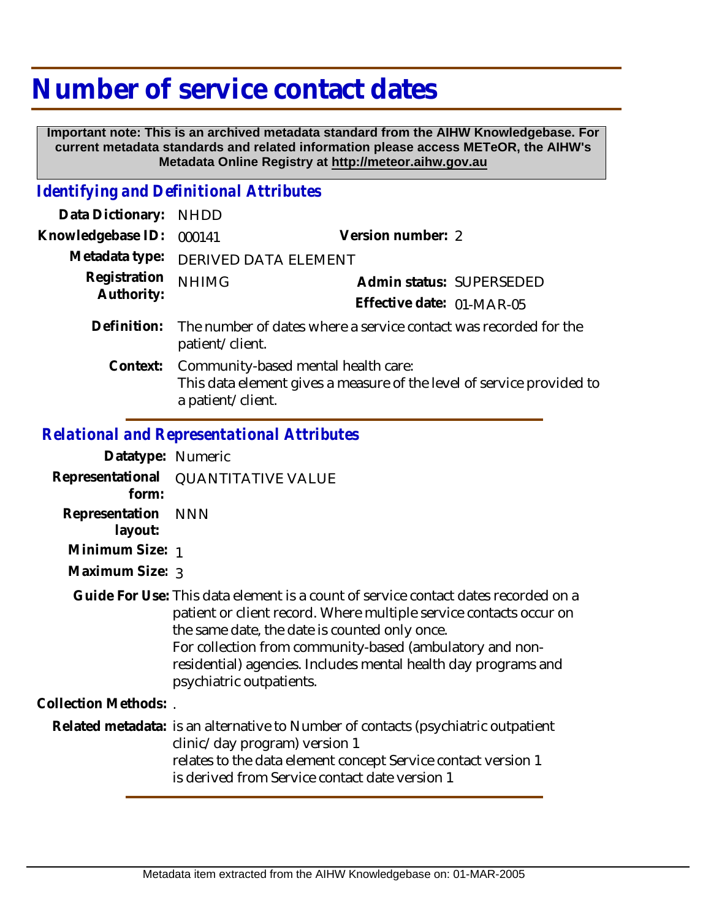# Number of service contact dates

**Important note: This is an archived metadata standard from the AIHW Knowledgebase. For current metadata standards and related information please access METeOR, the AIHW's Metadata Online Registry at http://meteor.aihw.gov.au**

## *Identifying and Definitional Attributes*

**Data Dictionary:** NHDD

**Knowledgebase ID:** 000141 **Version number:** 2

**Metadata type:** DERIVED DATA ELEMENT

**Registration Authority:** NHIMG **Admin status:** SUPERSEDED

**Effective date:** 01-MAR-05

**Definition:** The number of dates where a service contact was recorded for the patient/client.

**Context:** Community-based mental health care:
This data element gives a measure of the level of service provided to a patient/client.

## *Relational and Representational Attributes*

**Datatype:** Numeric

**Representational form:** QUANTITATIVE VALUE

**Representation layout:** NNN

**Minimum Size:** 1

**Maximum Size:** 3

**Guide For Use:** This data element is a count of service contact dates recorded on a patient or client record. Where multiple service contacts occur on the same date, the date is counted only once.
For collection from community-based (ambulatory and non-residential) agencies. Includes mental health day programs and psychiatric outpatients.

**Collection Methods:** .

**Related metadata:** is an alternative to Number of contacts (psychiatric outpatient clinic/day program) version 1
relates to the data element concept Service contact version 1
is derived from Service contact date version 1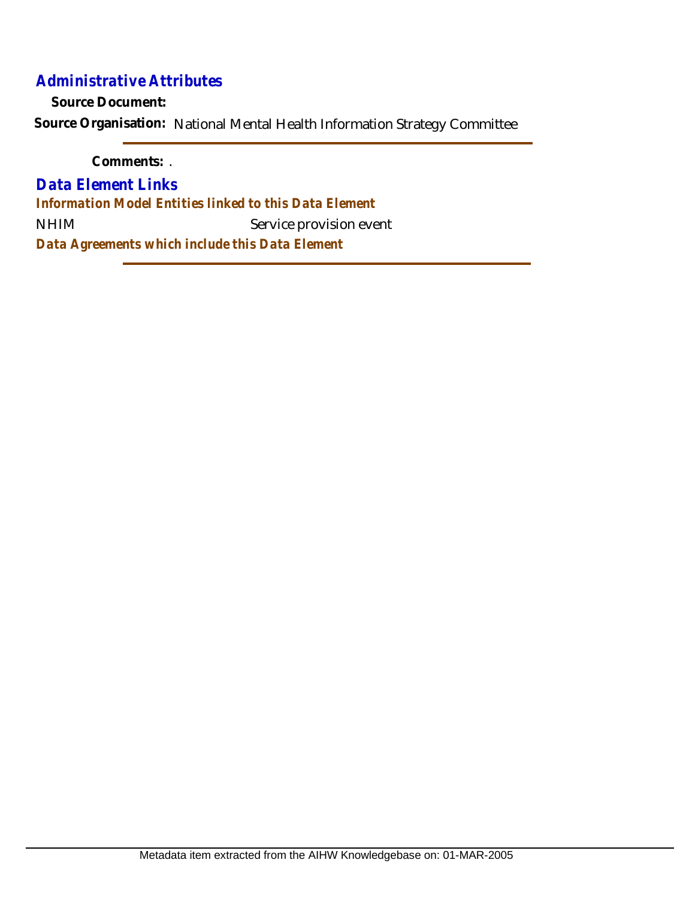## Administrative Attributes

**Source Document:**

**Source Organisation:** National Mental Health Information Strategy Committee

**Comments:** .

## Data Element Links

***Information Model Entities linked to this Data Element***

NHIM Service provision event

***Data Agreements which include this Data Element***

Metadata item extracted from the AIHW Knowledgebase on: 01-MAR-2005